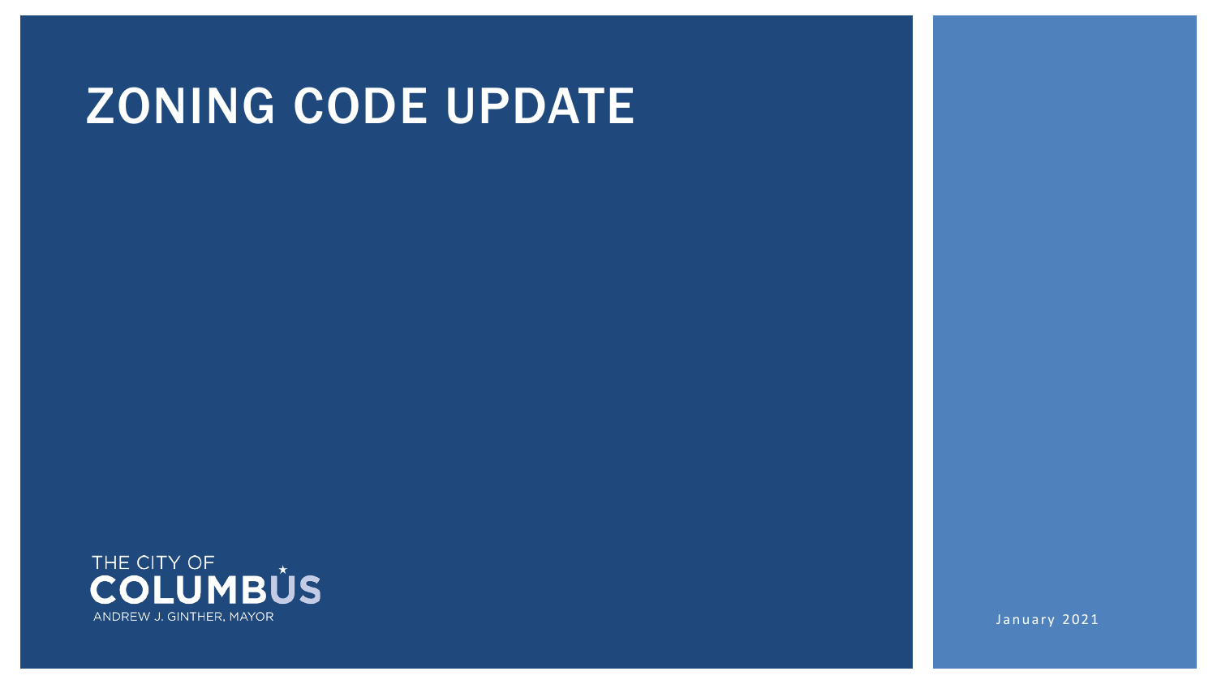# ZONING CODE UPDATE

THE CITY OF
COLUMBUS
ANDREW J. GINTHER, MAYOR

January 2021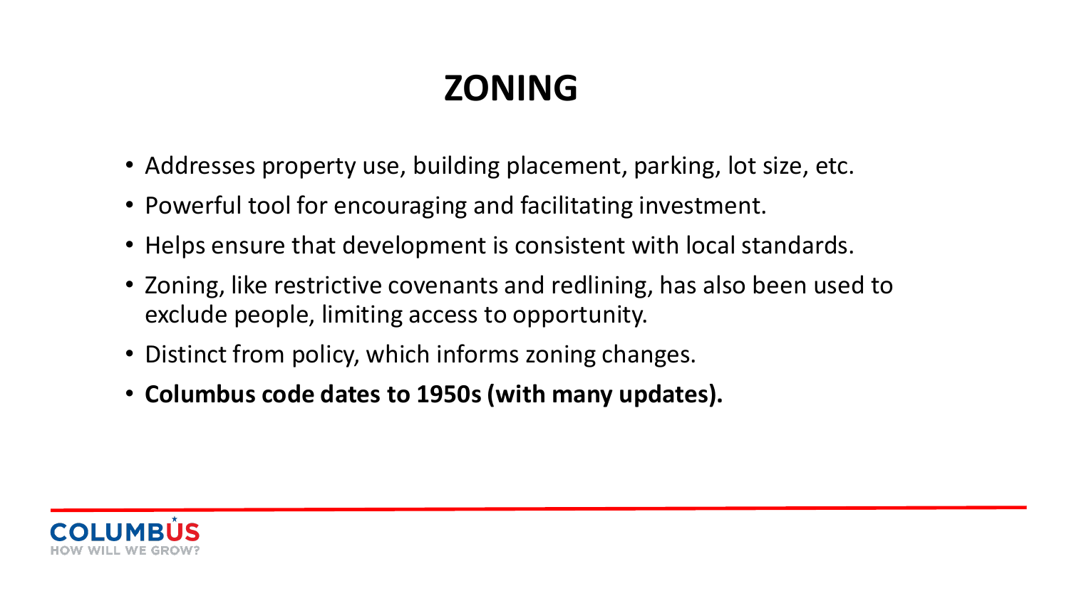# ZONING

- Addresses property use, building placement, parking, lot size, etc.
- Powerful tool for encouraging and facilitating investment.
- Helps ensure that development is consistent with local standards.
- Zoning, like restrictive covenants and redlining, has also been used to exclude people, limiting access to opportunity.
- Distinct from policy, which informs zoning changes.
- **Columbus code dates to 1950s (with many updates).**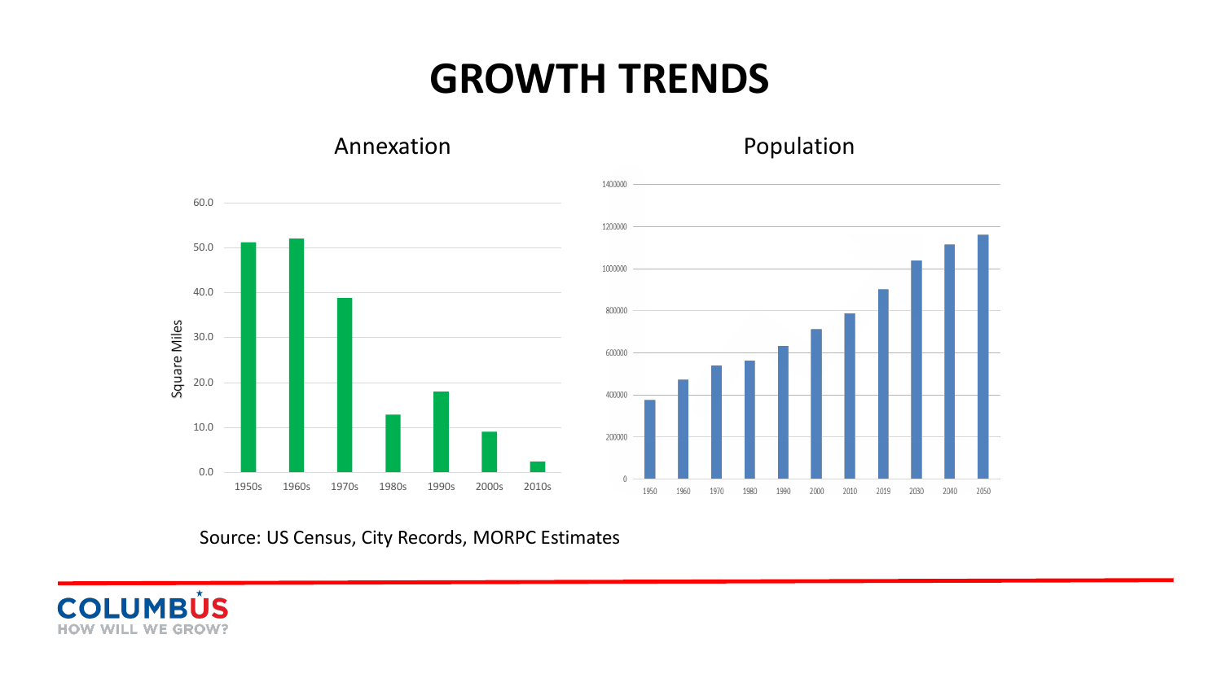# GROWTH TRENDS

## Annexation

| Decade | Square Miles |
|---|---|
| 1950s | 51.2 |
| 1960s | 52.1 |
| 1970s | 38.9 |
| 1980s | 12.9 |
| 1990s | 18.0 |
| 2000s | 9.1 |
| 2010s | 2.4 |

## Population

| Year | Population |
|---|---|
| 1950 | 375000 |
| 1960 | 471000 |
| 1970 | 540000 |
| 1980 | 565000 |
| 1990 | 633000 |
| 2000 | 711000 |
| 2010 | 787000 |
| 2019 | 898000 |
| 2030 | 1040000 |
| 2040 | 1115000 |
| 2050 | 1160000 |

Source: US Census, City Records, MORPC Estimates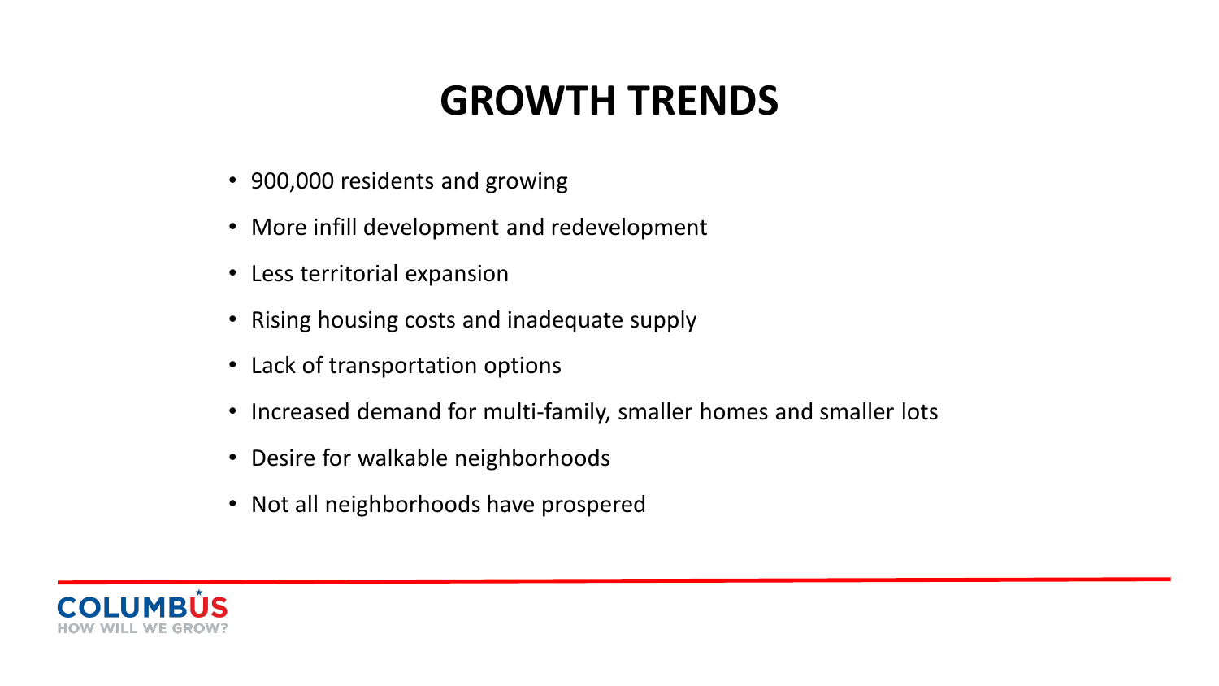# GROWTH TRENDS

- 900,000 residents and growing
- More infill development and redevelopment
- Less territorial expansion
- Rising housing costs and inadequate supply
- Lack of transportation options
- Increased demand for multi-family, smaller homes and smaller lots
- Desire for walkable neighborhoods
- Not all neighborhoods have prospered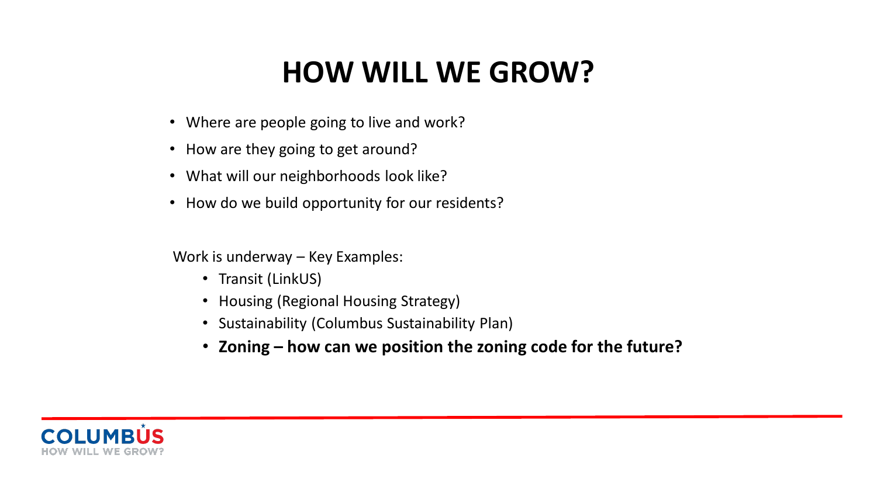# HOW WILL WE GROW?

- Where are people going to live and work?
- How are they going to get around?
- What will our neighborhoods look like?
- How do we build opportunity for our residents?

Work is underway – Key Examples:

- Transit (LinkUS)
- Housing (Regional Housing Strategy)
- Sustainability (Columbus Sustainability Plan)
- **Zoning – how can we position the zoning code for the future?**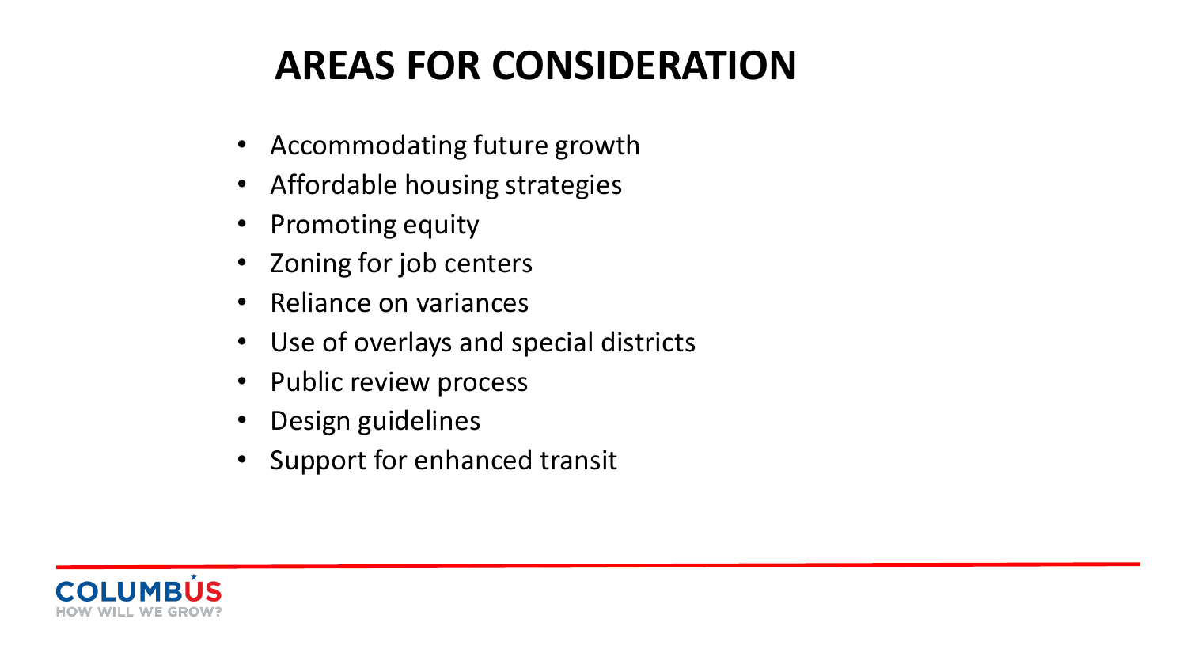# AREAS FOR CONSIDERATION

- Accommodating future growth
- Affordable housing strategies
- Promoting equity
- Zoning for job centers
- Reliance on variances
- Use of overlays and special districts
- Public review process
- Design guidelines
- Support for enhanced transit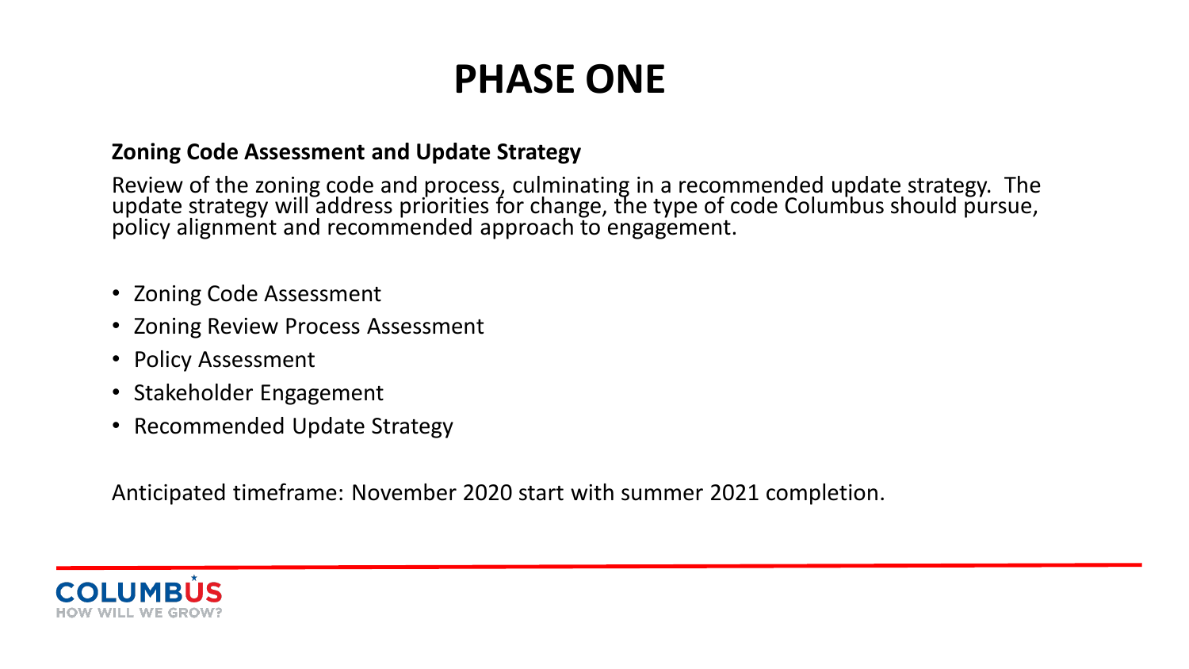# PHASE ONE

**Zoning Code Assessment and Update Strategy**

Review of the zoning code and process, culminating in a recommended update strategy. The update strategy will address priorities for change, the type of code Columbus should pursue, policy alignment and recommended approach to engagement.

- Zoning Code Assessment
- Zoning Review Process Assessment
- Policy Assessment
- Stakeholder Engagement
- Recommended Update Strategy

Anticipated timeframe: November 2020 start with summer 2021 completion.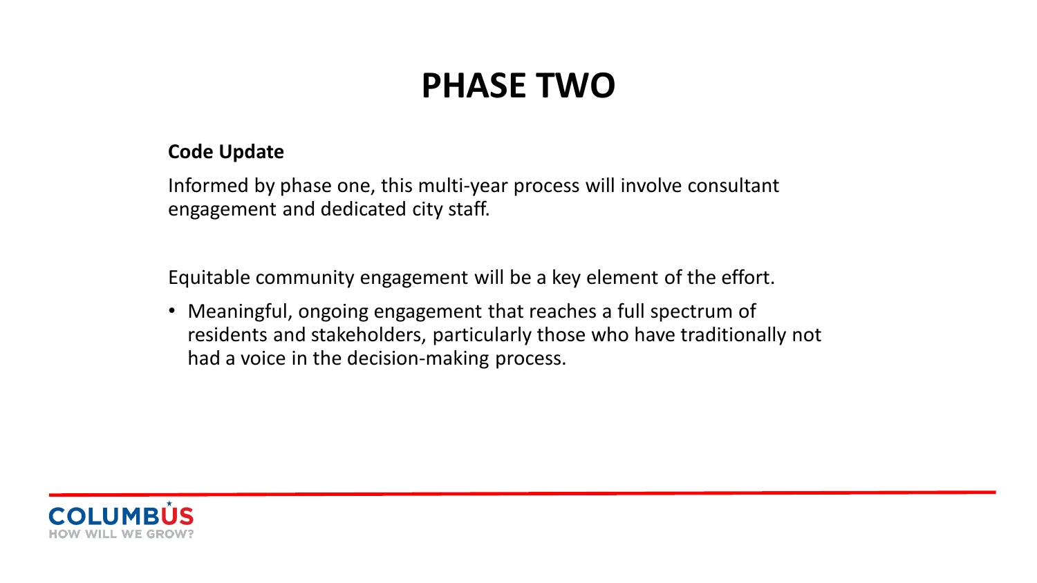# PHASE TWO

**Code Update**

Informed by phase one, this multi-year process will involve consultant engagement and dedicated city staff.

Equitable community engagement will be a key element of the effort.

- Meaningful, ongoing engagement that reaches a full spectrum of residents and stakeholders, particularly those who have traditionally not had a voice in the decision-making process.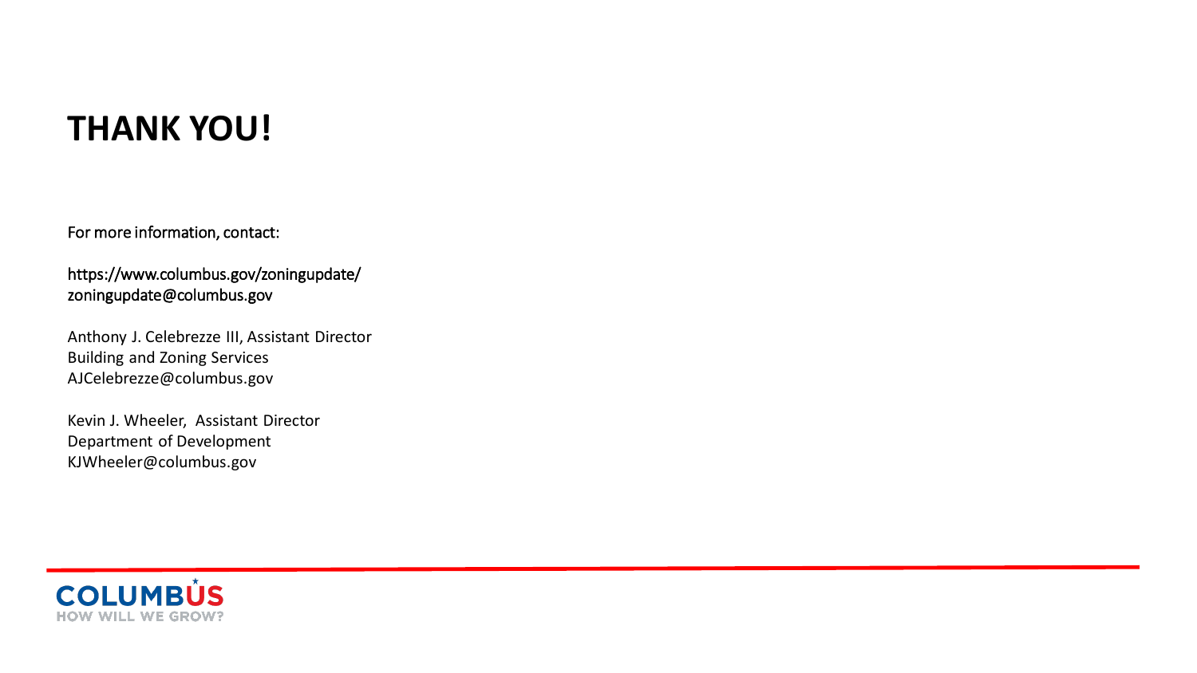# THANK YOU!

For more information, contact:

https://www.columbus.gov/zoningupdate/
zoningupdate@columbus.gov

Anthony J. Celebrezze III, Assistant Director
Building and Zoning Services
AJCelebrezze@columbus.gov

Kevin J. Wheeler, Assistant Director
Department of Development
KJWheeler@columbus.gov

COLUMBUS
HOW WILL WE GROW?